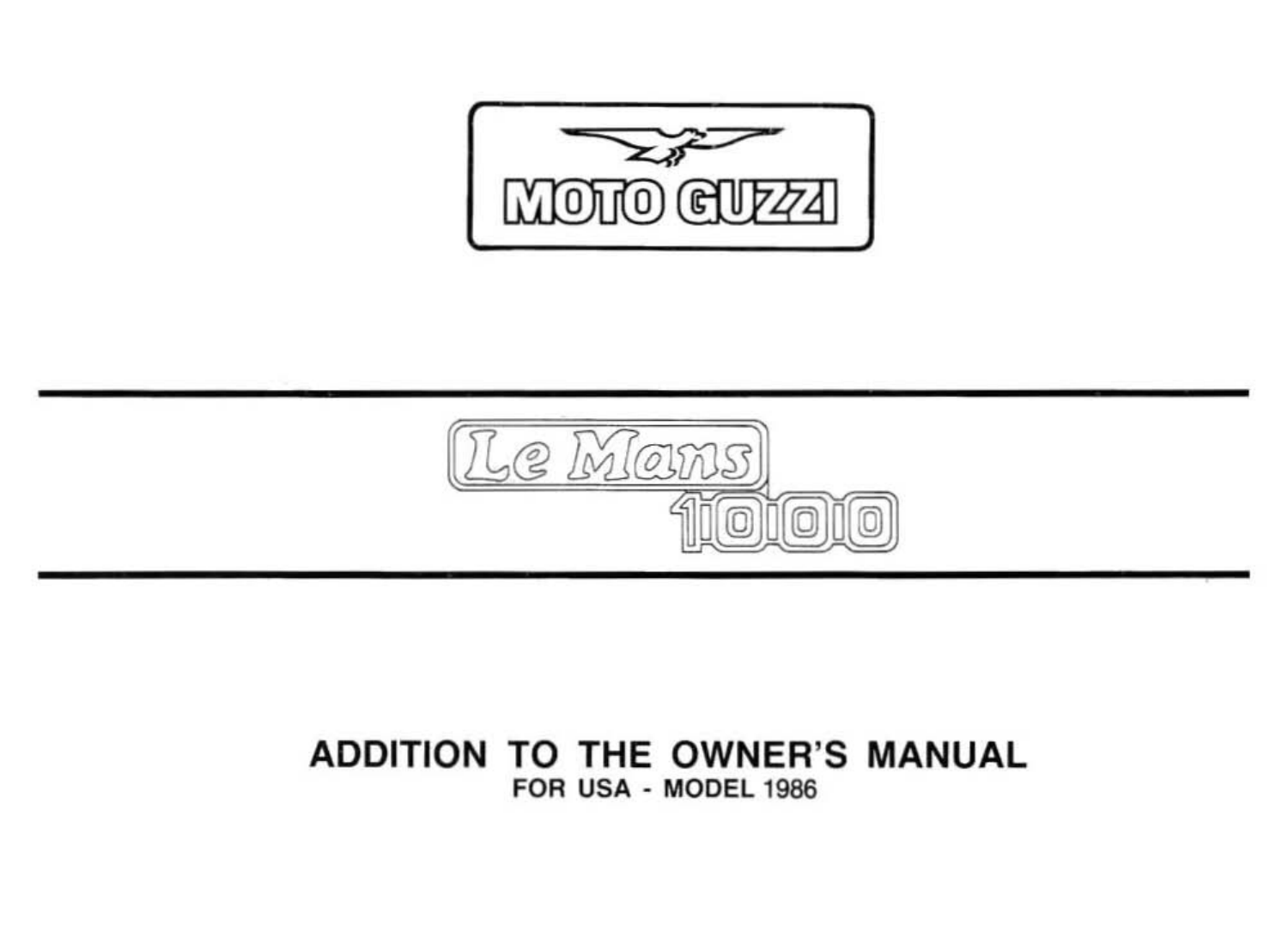# MOTO GUZZI

## Le Mans 1000

# ADDITION TO THE OWNER'S MANUAL

### FOR USA - MODEL 1986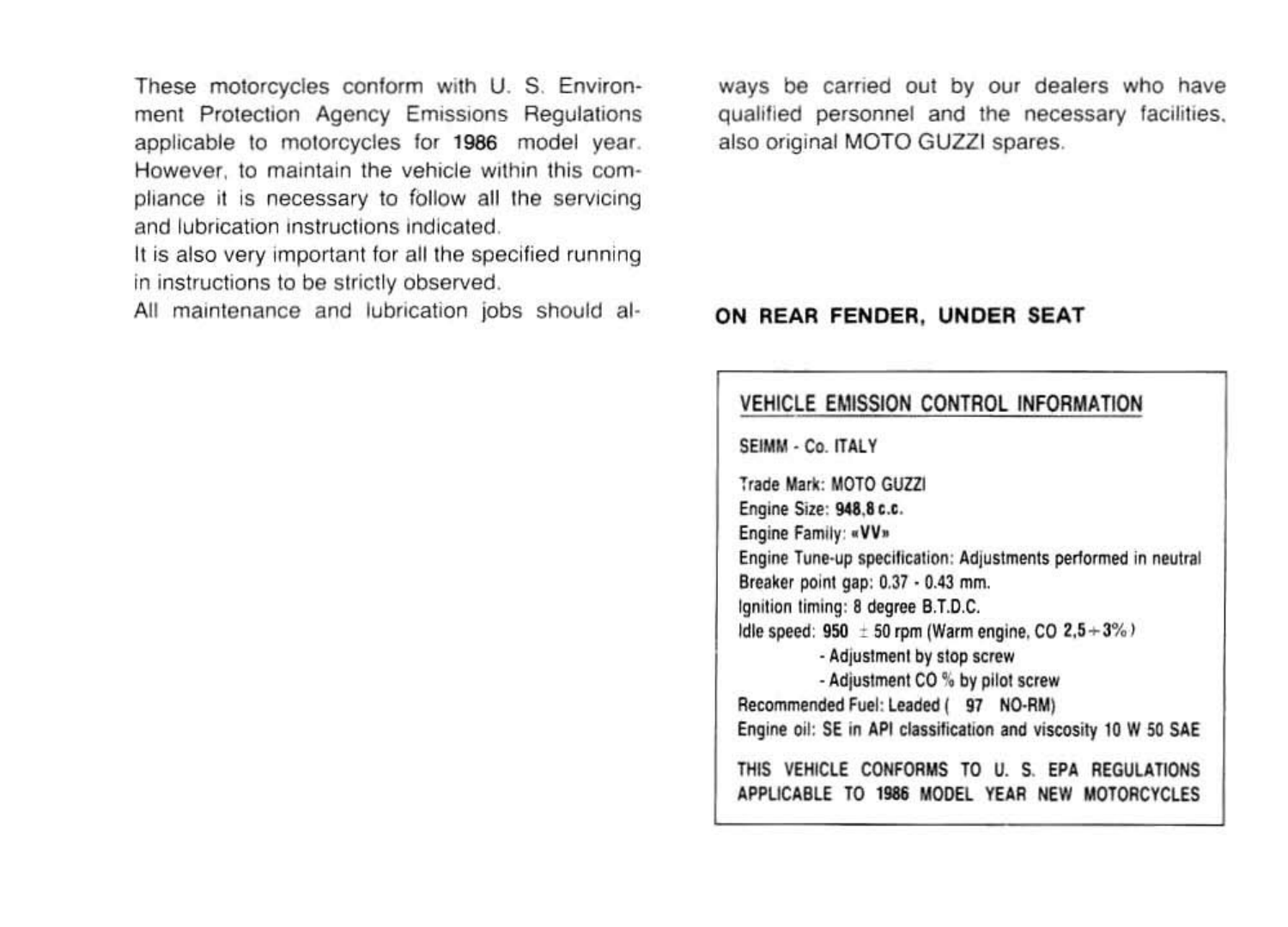These motorcycles conform with U. S. Environment Protection Agency Emissions Regulations applicable to motorcycles for **1986** model year. However, to maintain the vehicle within this compliance it is necessary to follow all the servicing and lubrication instructions indicated.
It is also very important for all the specified running in instructions to be strictly observed.
All maintenance and lubrication jobs should always be carried out by our dealers who have qualified personnel and the necessary facilities, also original MOTO GUZZI spares.

**ON REAR FENDER, UNDER SEAT**

**VEHICLE EMISSION CONTROL INFORMATION**

SEIMM - Co. ITALY

Trade Mark: MOTO GUZZI
Engine Size: **948,8 c.c.**
Engine Family: **«VV»**
Engine Tune-up specification: Adjustments performed in neutral
Breaker point gap: 0.37 - 0.43 mm.
Ignition timing: 8 degree B.T.D.C.
Idle speed: **950** ± 50 rpm (Warm engine, CO **2,5 ÷ 3%**)
- Adjustment by stop screw
- Adjustment CO % by pilot screw

Recommended Fuel: Leaded ( **97** NO-RM)
Engine oil: SE in API classification and viscosity 10 W 50 SAE

THIS VEHICLE CONFORMS TO U. S. EPA REGULATIONS APPLICABLE TO **1986** MODEL YEAR NEW MOTORCYCLES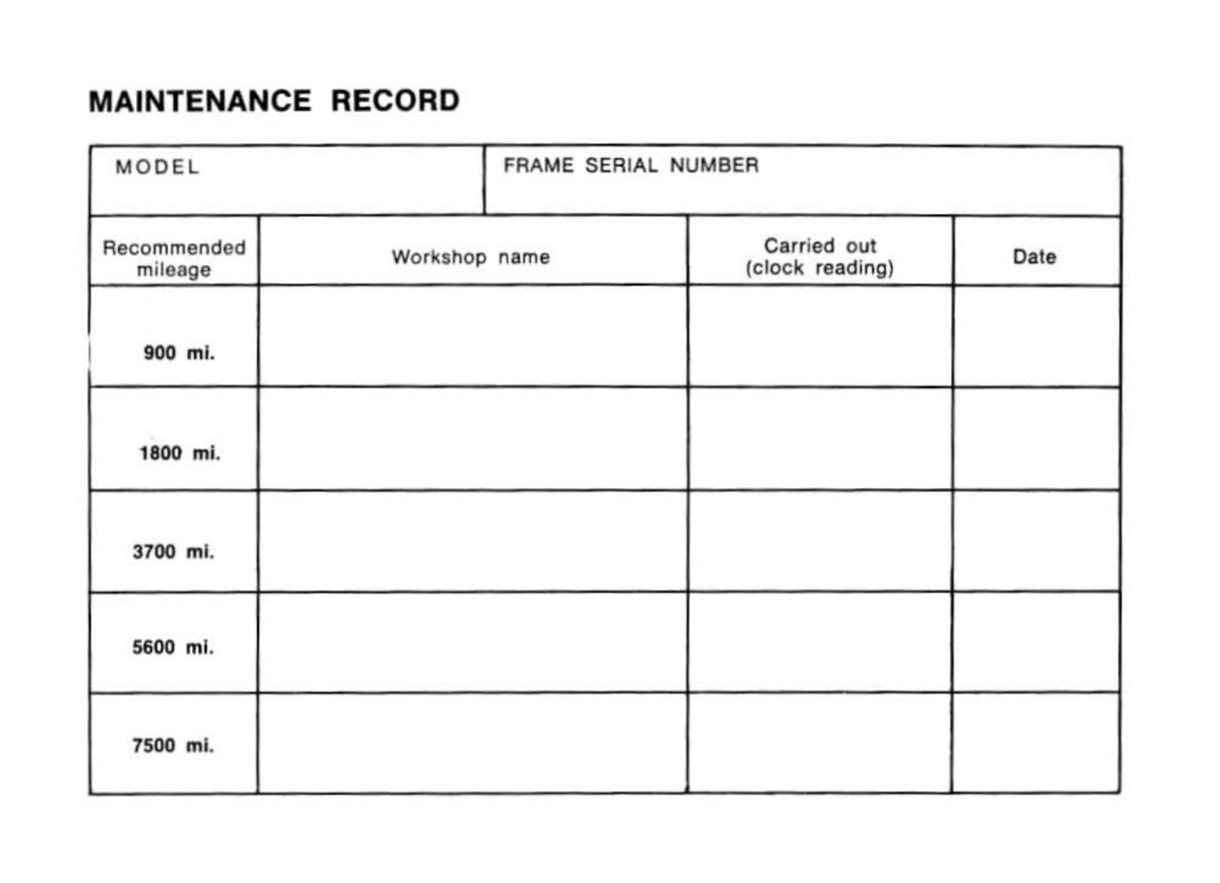# MAINTENANCE RECORD

| MODEL | FRAME SERIAL NUMBER | | |
|---|---|---|---|
| **Recommended mileage** | **Workshop name** | **Carried out (clock reading)** | **Date** |
| **900 mi.** | | | |
| **1800 mi.** | | | |
| **3700 mi.** | | | |
| **5600 mi.** | | | |
| **7500 mi.** | | | |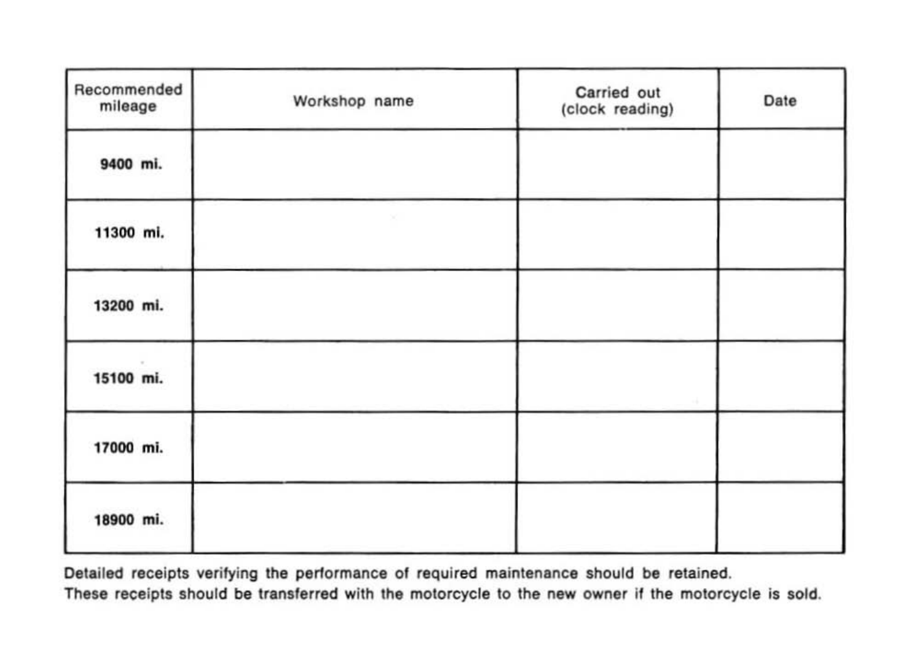| Recommended mileage | Workshop name | Carried out (clock reading) | Date |
|---|---|---|---|
| 9400 mi. | | | |
| 11300 mi. | | | |
| 13200 mi. | | | |
| 15100 mi. | | | |
| 17000 mi. | | | |
| 18900 mi. | | | |

Detailed receipts verifying the performance of required maintenance should be retained.
These receipts should be transferred with the motorcycle to the new owner if the motorcycle is sold.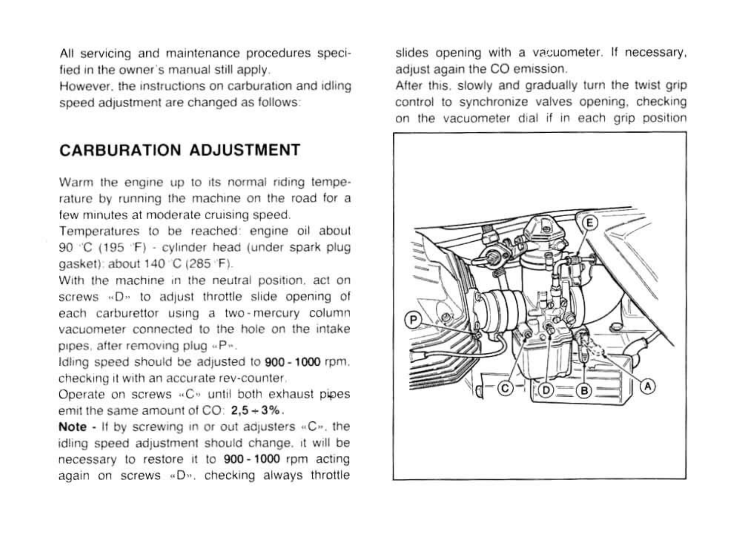All servicing and maintenance procedures specified in the owner's manual still apply.

However, the instructions on carburation and idling speed adjustment are changed as follows:

## CARBURATION ADJUSTMENT

Warm the engine up to its normal riding temperature by running the machine on the road for a few minutes at moderate cruising speed.

Temperatures to be reached: engine oil about 90 °C (195 °F) - cylinder head (under spark plug gasket): about 140 °C (285 °F).

With the machine in the neutral position, act on screws «D» to adjust throttle slide opening of each carburettor using a two-mercury column vacuometer connected to the hole on the intake pipes, after removing plug «P».

Idling speed should be adjusted to **900 - 1000** rpm, checking it with an accurate rev-counter.

Operate on screws «C» until both exhaust pipes emit the same amount of CO: **2,5 ÷ 3%**.

**Note** - If by screwing in or out adjusters «C», the idling speed adjustment should change, it will be necessary to restore it to **900 - 1000** rpm acting again on screws «D», checking always throttle slides opening with a vacuometer. If necessary, adjust again the CO emission.

After this, slowly and gradually turn the twist grip control to synchronize valves opening, checking on the vacuometer dial if in each grip position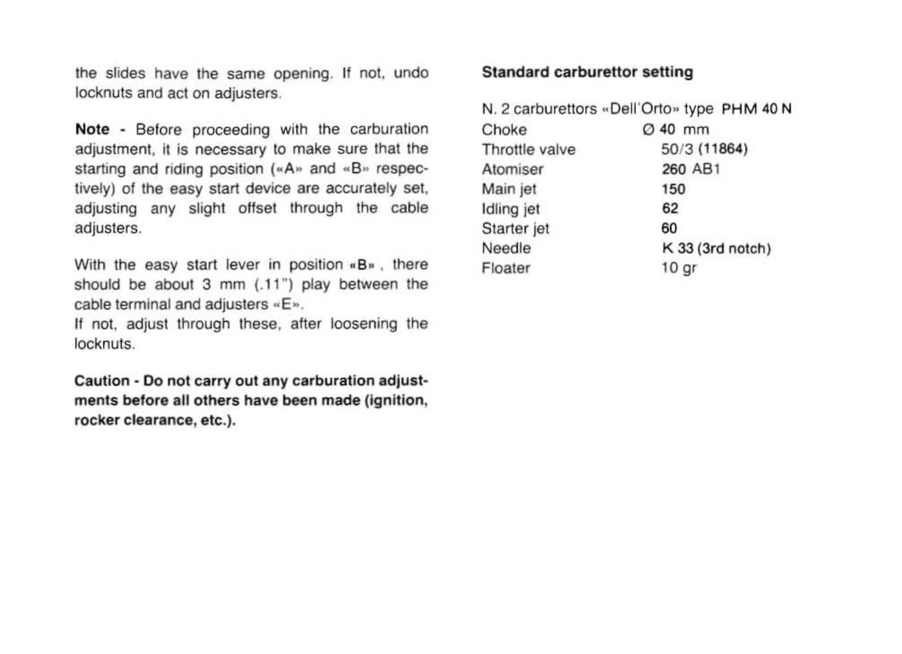the slides have the same opening. If not, undo locknuts and act on adjusters.

**Note** - Before proceeding with the carburation adjustment, it is necessary to make sure that the starting and riding position («A» and «B» respectively) of the easy start device are accurately set, adjusting any slight offset through the cable adjusters.

With the easy start lever in position «B», there should be about 3 mm (.11") play between the cable terminal and adjusters «E».
If not, adjust through these, after loosening the locknuts.

**Caution - Do not carry out any carburation adjustments before all others have been made (ignition, rocker clearance, etc.).**

**Standard carburettor setting**

N. 2 carburettors «Dell'Orto» type PHM 40 N

| | |
|---|---|
| Choke | Ø 40 mm |
| Throttle valve | 50/3 (11864) |
| Atomiser | 260 AB1 |
| Main jet | 150 |
| Idling jet | 62 |
| Starter jet | 60 |
| Needle | K 33 (3rd notch) |
| Floater | 10 gr |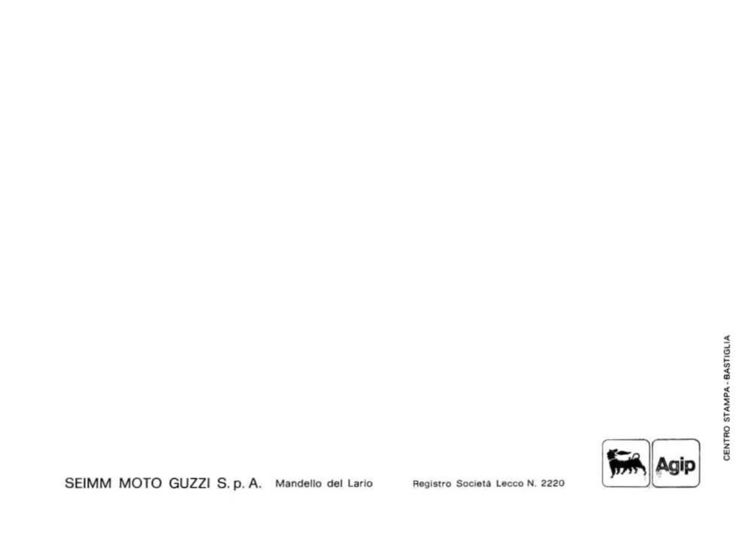SEIMM MOTO GUZZI S. p. A. Mandello del Lario

Registro Società Lecco N. 2220

Agip

CENTRO STAMPA - BASTIGLIA